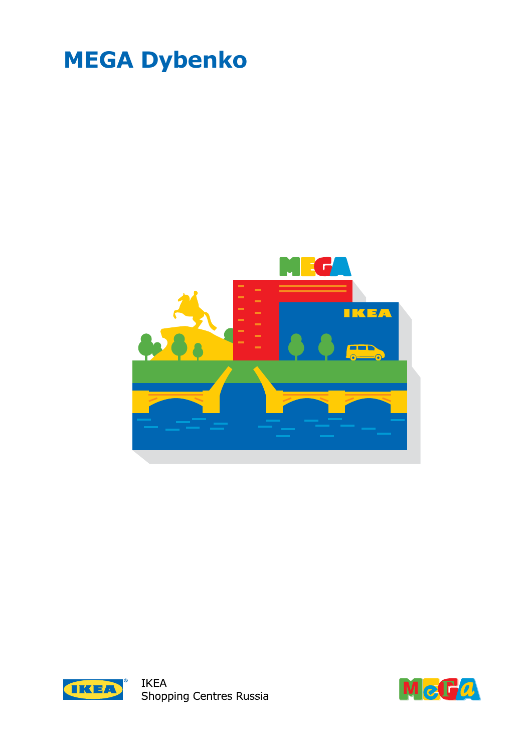# MEGA Dybenko

IKEA
Shopping Centres Russia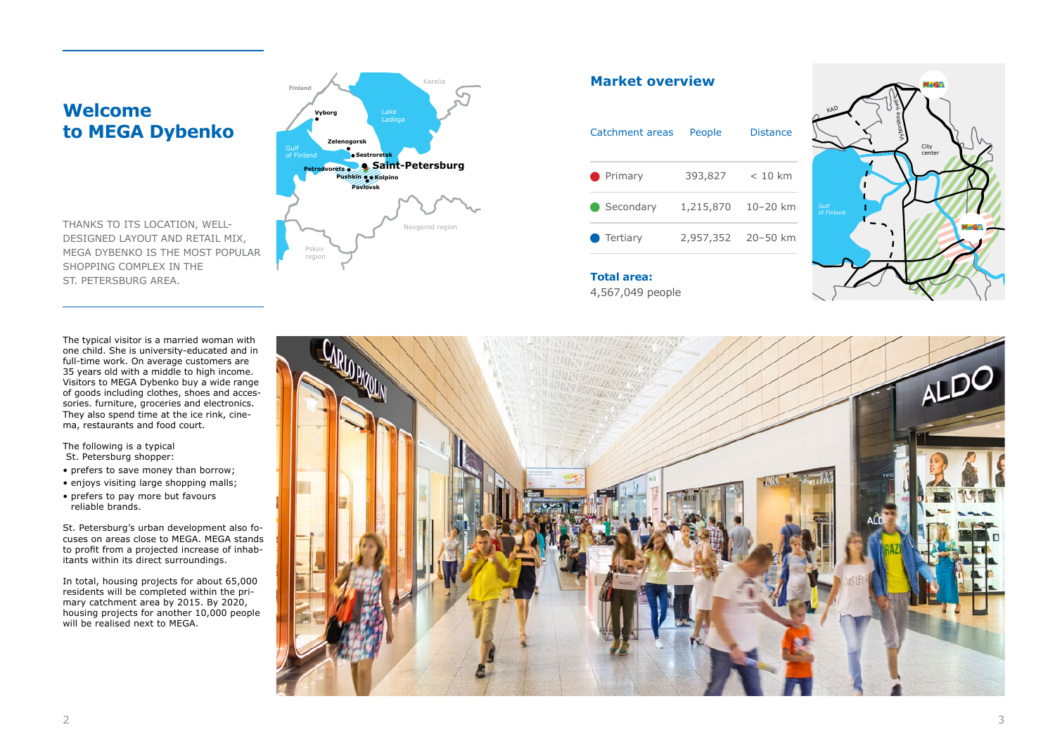# Welcome to MEGA Dybenko

THANKS TO ITS LOCATION, WELL-DESIGNED LAYOUT AND RETAIL MIX, MEGA DYBENKO IS THE MOST POPULAR SHOPPING COMPLEX IN THE ST. PETERSBURG AREA.

The typical visitor is a married woman with one child. She is university-educated and in full-time work. On average customers are 35 years old with a middle to high income. Visitors to MEGA Dybenko buy a wide range of goods including clothes, shoes and accessories. furniture, groceries and electronics. They also spend time at the ice rink, cinema, restaurants and food court.

The following is a typical St. Petersburg shopper:

- prefers to save money than borrow;
- enjoys visiting large shopping malls;
- prefers to pay more but favours reliable brands.

St. Petersburg's urban development also focuses on areas close to MEGA. MEGA stands to profit from a projected increase of inhabitants within its direct surroundings.

In total, housing projects for about 65,000 residents will be completed within the primary catchment area by 2015. By 2020, housing projects for another 10,000 people will be realised next to MEGA.

## Market overview

| Catchment areas | People | Distance |
|---|---|---|
| Primary | 393,827 | < 10 km |
| Secondary | 1,215,870 | 10–20 km |
| Tertiary | 2,957,352 | 20–50 km |

**Total area:**
4,567,049 people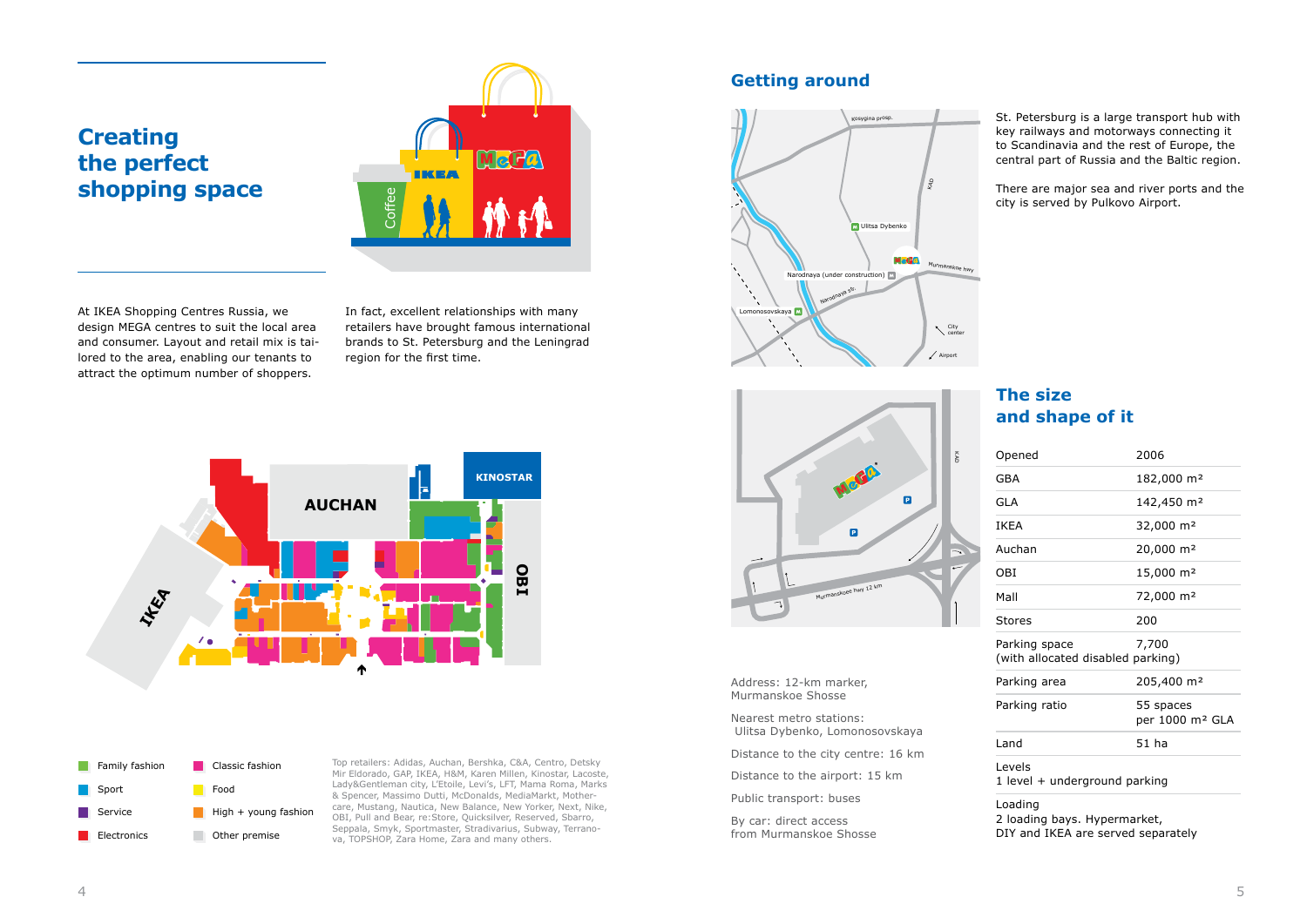# Creating the perfect shopping space

At IKEA Shopping Centres Russia, we design MEGA centres to suit the local area and consumer. Layout and retail mix is tailored to the area, enabling our tenants to attract the optimum number of shoppers.

In fact, excellent relationships with many retailers have brought famous international brands to St. Petersburg and the Leningrad region for the first time.

- Family fashion
- Sport
- Service
- Electronics
- Classic fashion
- Food
- High + young fashion
- Other premise

Top retailers: Adidas, Auchan, Bershka, C&A, Centro, Detsky Mir Eldorado, GAP, IKEA, H&M, Karen Millen, Kinostar, Lacoste, Lady&Gentleman city, L'Etoile, Levi's, LFT, Mama Roma, Marks & Spencer, Massimo Dutti, McDonalds, MediaMarkt, Mothercare, Mustang, Nautica, New Balance, New Yorker, Next, Nike, OBI, Pull and Bear, re:Store, Quicksilver, Reserved, Sbarro, Seppala, Smyk, Sportmaster, Stradivarius, Subway, Terranova, TOPSHOP, Zara Home, Zara and many others.

## Getting around

St. Petersburg is a large transport hub with key railways and motorways connecting it to Scandinavia and the rest of Europe, the central part of Russia and the Baltic region.

There are major sea and river ports and the city is served by Pulkovo Airport.

Address: 12-km marker, Murmanskoe Shosse

Nearest metro stations: Ulitsa Dybenko, Lomonosovskaya

Distance to the city centre: 16 km

Distance to the airport: 15 km

Public transport: buses

By car: direct access from Murmanskoe Shosse

## The size and shape of it

| | |
|---|---|
| Opened | 2006 |
| GBA | 182,000 m² |
| GLA | 142,450 m² |
| IKEA | 32,000 m² |
| Auchan | 20,000 m² |
| OBI | 15,000 m² |
| Mall | 72,000 m² |
| Stores | 200 |
| Parking space (with allocated disabled parking) | 7,700 |
| Parking area | 205,400 m² |
| Parking ratio | 55 spaces per 1000 m² GLA |
| Land | 51 ha |

Levels
1 level + underground parking

Loading
2 loading bays. Hypermarket, DIY and IKEA are served separately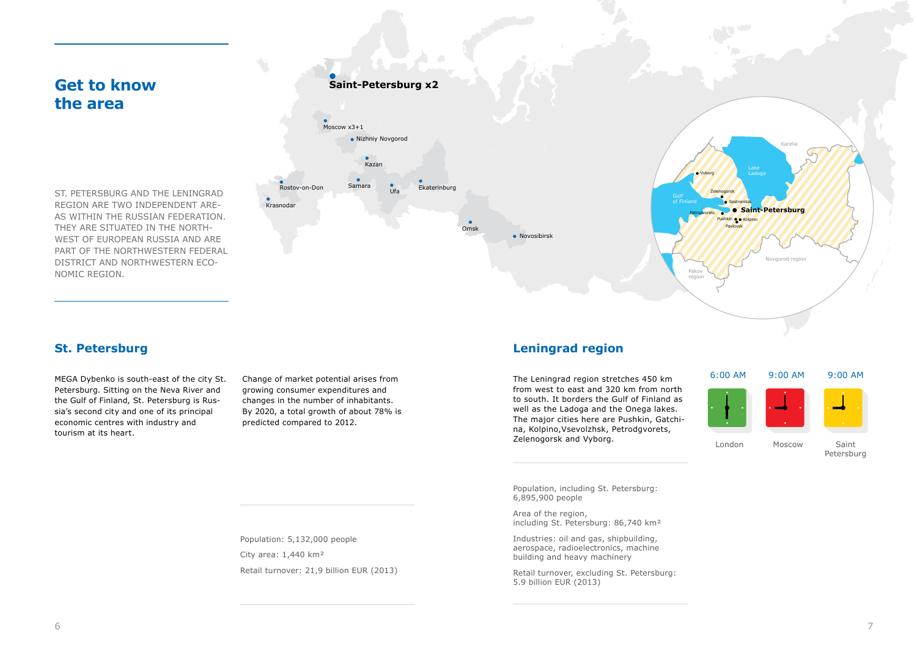# Get to know the area

ST. PETERSBURG AND THE LENINGRAD REGION ARE TWO INDEPENDENT AREAS WITHIN THE RUSSIAN FEDERATION. THEY ARE SITUATED IN THE NORTHWEST OF EUROPEAN RUSSIA AND ARE PART OF THE NORTHWESTERN FEDERAL DISTRICT AND NORTHWESTERN ECONOMIC REGION.

Saint-Petersburg x2

Moscow x3+1

Nizhniy Novgorod

Kazan

Rostov-on-Don

Samara

Ufa

Ekaterinburg

Krasnodar

Omsk

Novosibirsk

Karelia

Lake Ladoga

Vyborg

Zelenogorsk

Sestroretsk

Gulf of Finland

Petrodvorets

Saint-Petersburg

Pushkin

Kolpino

Pavlovsk

Novgorod region

Pskov region

## St. Petersburg

MEGA Dybenko is south-east of the city St. Petersburg. Sitting on the Neva River and the Gulf of Finland, St. Petersburg is Russia's second city and one of its principal economic centres with industry and tourism at its heart.

Change of market potential arises from growing consumer expenditures and changes in the number of inhabitants. By 2020, a total growth of about 78% is predicted compared to 2012.

Population: 5,132,000 people

City area: 1,440 km²

Retail turnover: 21,9 billion EUR (2013)

## Leningrad region

The Leningrad region stretches 450 km from west to east and 320 km from north to south. It borders the Gulf of Finland as well as the Ladoga and the Onega lakes. The major cities here are Pushkin, Gatchina, Kolpino,Vsevolzhsk, Petrodgvorets, Zelenogorsk and Vyborg.

| 6:00 AM | 9:00 AM | 9:00 AM |
|---|---|---|
| London | Moscow | Saint Petersburg |

Population, including St. Petersburg: 6,895,900 people

Area of the region, including St. Petersburg: 86,740 km²

Industries: oil and gas, shipbuilding, aerospace, radioelectronics, machine building and heavy machinery

Retail turnover, excluding St. Petersburg: 5.9 billion EUR (2013)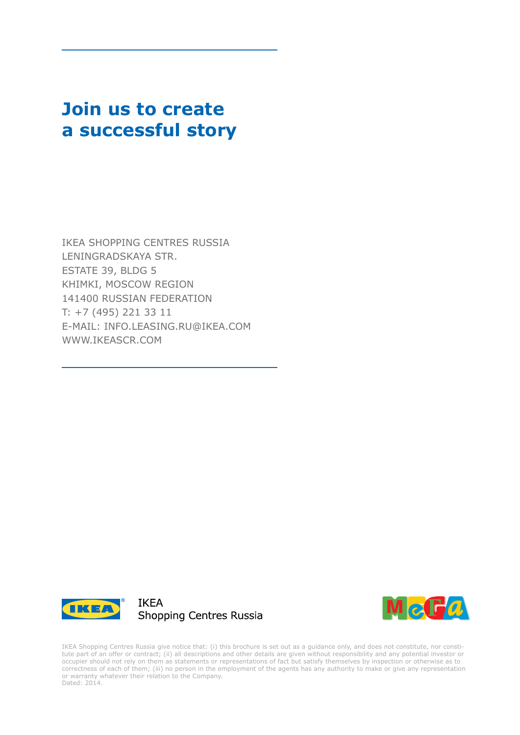# Join us to create a successful story

IKEA SHOPPING CENTRES RUSSIA
LENINGRADSKAYA STR.
ESTATE 39, BLDG 5
KHIMKI, MOSCOW REGION
141400 RUSSIAN FEDERATION
T: +7 (495) 221 33 11
E-MAIL: INFO.LEASING.RU@IKEA.COM
WWW.IKEASCR.COM

IKEA
Shopping Centres Russia

IKEA Shopping Centres Russia give notice that: (i) this brochure is set out as a guidance only, and does not constitute, nor constitute part of an offer or contract; (ii) all descriptions and other details are given without responsibility and any potential investor or occupier should not rely on them as statements or representations of fact but satisfy themselves by inspection or otherwise as to correctness of each of them; (iii) no person in the employment of the agents has any authority to make or give any representation or warranty whatever their relation to the Company.
Dated: 2014.